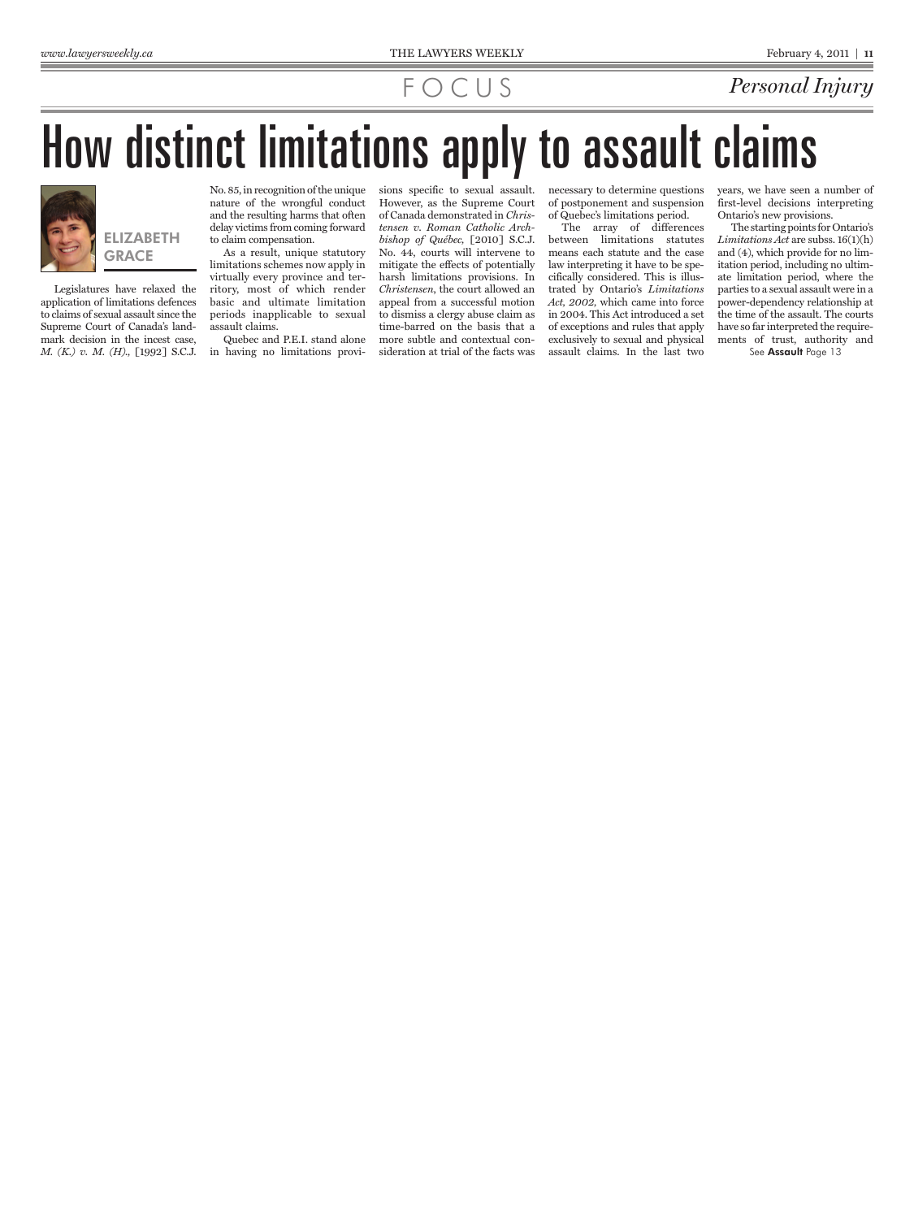FOCUS *Personal Injury*

# How distinct limitations apply to assault claims

**ELIZABETH GRACE**

Legislatures have relaxed the application of limitations defences to claims of sexual assault since the Supreme Court of Canada's landmark decision in the incest case, *M. (K.) v. M. (H.)*, [1992] S.C.J. No. 85, in recognition of the unique nature of the wrongful conduct and the resulting harms that often delay victims from coming forward to claim compensation.

As a result, unique statutory limitations schemes now apply in virtually every province and territory, most of which render basic and ultimate limitation periods inapplicable to sexual assault claims.

Quebec and P.E.I. stand alone in having no limitations provisions specific to sexual assault. However, as the Supreme Court of Canada demonstrated in *Christensen v. Roman Catholic Archbishop of Québec*, [2010] S.C.J. No. 44, courts will intervene to mitigate the effects of potentially harsh limitations provisions. In *Christensen*, the court allowed an appeal from a successful motion to dismiss a clergy abuse claim as time-barred on the basis that a more subtle and contextual consideration at trial of the facts was necessary to determine questions of postponement and suspension of Quebec's limitations period.

The array of differences between limitations statutes means each statute and the case law interpreting it have to be specifically considered. This is illustrated by Ontario's *Limitations Act, 2002*, which came into force in 2004. This Act introduced a set of exceptions and rules that apply exclusively to sexual and physical assault claims. In the last two years, we have seen a number of first-level decisions interpreting Ontario's new provisions.

The starting points for Ontario's *Limitations Act* are subss. 16(1)(h) and (4), which provide for no limitation period, including no ultimate limitation period, where the parties to a sexual assault were in a power-dependency relationship at the time of the assault. The courts have so far interpreted the requirements of trust, authority and

See **Assault** Page 13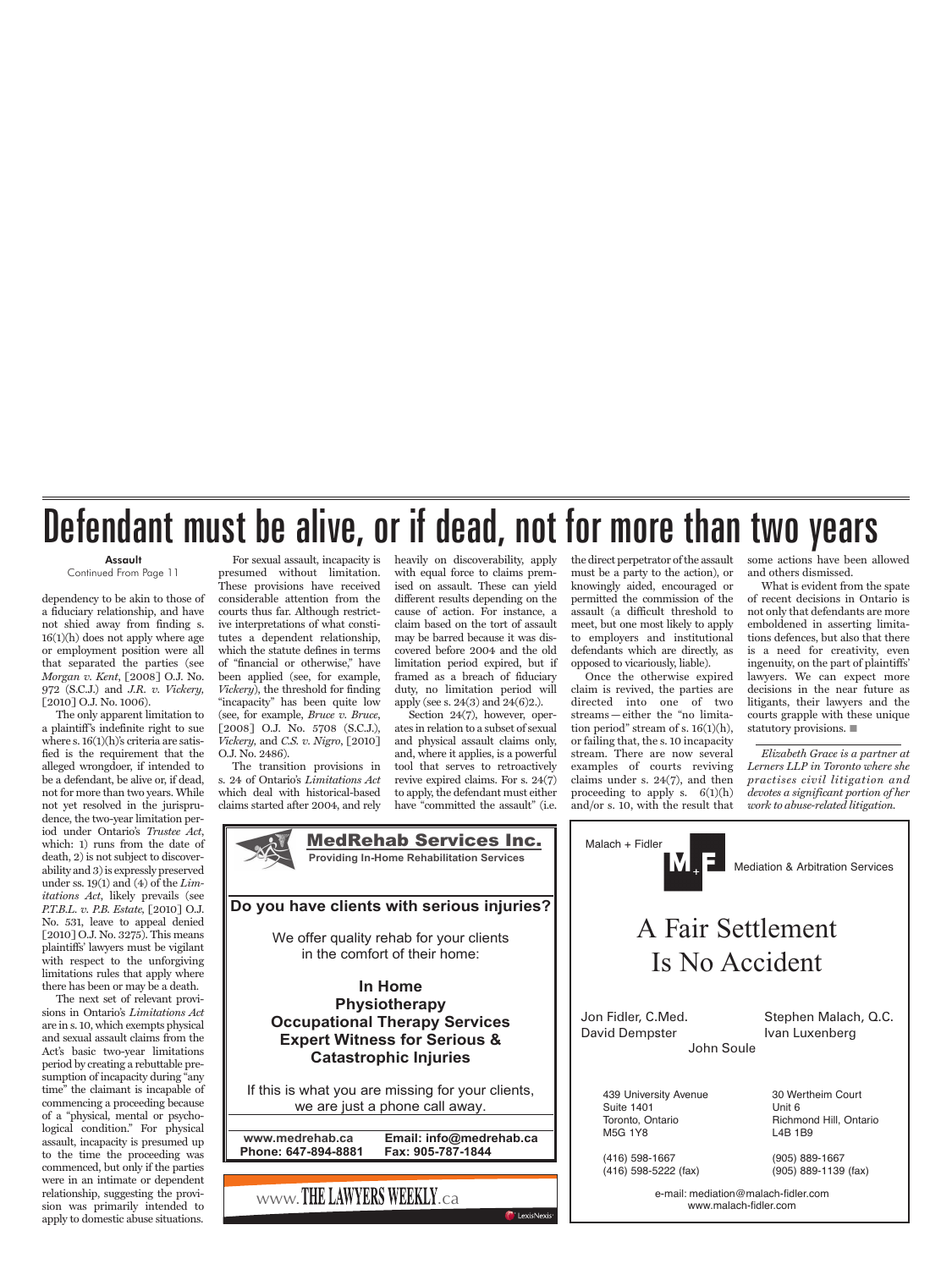# Defendant must be alive, or if dead, not for more than two years

**Assault**

Continued From Page 11

dependency to be akin to those of a fiduciary relationship, and have not shied away from finding s. 16(1)(h) does not apply where age or employment position were all that separated the parties (see *Morgan v. Kent*, [2008] O.J. No. 972 (S.C.J.) and *J.R. v. Vickery*, [2010] O.J. No. 1006).

The only apparent limitation to a plaintiff's indefinite right to sue where s. 16(1)(h)'s criteria are satisfied is the requirement that the alleged wrongdoer, if intended to be a defendant, be alive or, if dead, not for more than two years. While not yet resolved in the jurisprudence, the two-year limitation period under Ontario's *Trustee Act*, which: 1) runs from the date of death, 2) is not subject to discoverability and 3) is expressly preserved under ss. 19(1) and (4) of the *Limitations Act*, likely prevails (see *P.T.B.L. v. P.B. Estate*, [2010] O.J. No. 531, leave to appeal denied [2010] O.J. No. 3275). This means plaintiffs' lawyers must be vigilant with respect to the unforgiving limitations rules that apply where there has been or may be a death.

The next set of relevant provisions in Ontario's *Limitations Act* are in s. 10, which exempts physical and sexual assault claims from the Act's basic two-year limitations period by creating a rebuttable presumption of incapacity during "any time" the claimant is incapable of commencing a proceeding because of a "physical, mental or psychological condition." For physical assault, incapacity is presumed up to the time the proceeding was commenced, but only if the parties were in an intimate or dependent relationship, suggesting the provision was primarily intended to apply to domestic abuse situations.

For sexual assault, incapacity is presumed without limitation. These provisions have received considerable attention from the courts thus far. Although restrictive interpretations of what constitutes a dependent relationship, which the statute defines in terms of "financial or otherwise," have been applied (see, for example, *Vickery*), the threshold for finding "incapacity" has been quite low (see, for example, *Bruce v. Bruce*, [2008] O.J. No. 5708 (S.C.J.), *Vickery*, and *C.S. v. Nigro*, [2010] O.J. No. 2486).

The transition provisions in s. 24 of Ontario's *Limitations Act* which deal with historical-based claims started after 2004, and rely heavily on discoverability, apply with equal force to claims premised on assault. These can yield different results depending on the cause of action. For instance, a claim based on the tort of assault may be barred because it was discovered before 2004 and the old limitation period expired, but if framed as a breach of fiduciary duty, no limitation period will apply (see s. 24(3) and 24(6)2.).

Section 24(7), however, operates in relation to a subset of sexual and physical assault claims only, and, where it applies, is a powerful tool that serves to retroactively revive expired claims. For s. 24(7) to apply, the defendant must either have "committed the assault" (i.e. the direct perpetrator of the assault must be a party to the action), or knowingly aided, encouraged or permitted the commission of the assault (a difficult threshold to meet, but one most likely to apply to employers and institutional defendants which are directly, as opposed to vicariously, liable).

Once the otherwise expired claim is revived, the parties are directed into one of two streams — either the "no limitation period" stream of s. 16(1)(h), or failing that, the s. 10 incapacity stream. There are now several examples of courts reviving claims under s. 24(7), and then proceeding to apply s. 6(1)(h) and/or s. 10, with the result that some actions have been allowed and others dismissed.

What is evident from the spate of recent decisions in Ontario is not only that defendants are more emboldened in asserting limitations defences, but also that there is a need for creativity, even ingenuity, on the part of plaintiffs' lawyers. We can expect more decisions in the near future as litigants, their lawyers and the courts grapple with these unique statutory provisions. ■

*Elizabeth Grace is a partner at Lerners LLP in Toronto where she practises civil litigation and devotes a significant portion of her work to abuse-related litigation.*

---

**MedRehab Services Inc.**
**Providing In-Home Rehabilitation Services**

**Do you have clients with serious injuries?**

We offer quality rehab for your clients in the comfort of their home:

**In Home**
**Physiotherapy**
**Occupational Therapy Services**
**Expert Witness for Serious & Catastrophic Injuries**

If this is what you are missing for your clients, we are just a phone call away.

**www.medrehab.ca** **Email: info@medrehab.ca**
**Phone: 647-894-8881** **Fax: 905-787-1844**

---

www.THE LAWYERS WEEKLY.ca

---

Malach + Fidler
M+F Mediation & Arbitration Services

A Fair Settlement
Is No Accident

Jon Fidler, C.Med. Stephen Malach, Q.C.
David Dempster Ivan Luxenberg
John Soule

439 University Avenue
Suite 1401
Toronto, Ontario
M5G 1Y8

(416) 598-1667
(416) 598-5222 (fax)

30 Wertheim Court
Unit 6
Richmond Hill, Ontario
L4B 1B9

(905) 889-1667
(905) 889-1139 (fax)

e-mail: mediation@malach-fidler.com
www.malach-fidler.com